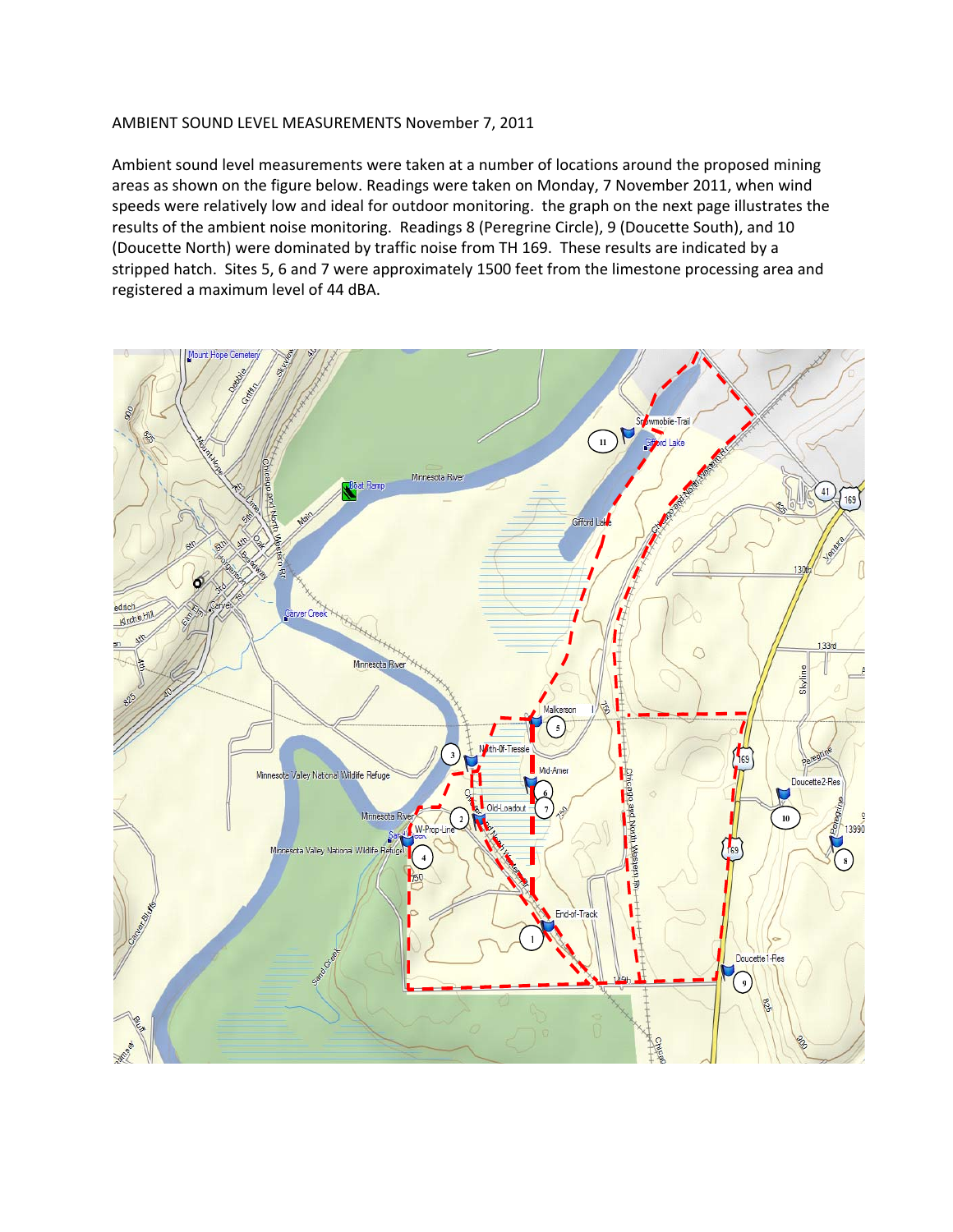AMBIENT SOUND LEVEL MEASUREMENTS November 7, 2011

Ambient sound level measurements were taken at a number of locations around the proposed mining areas as shown on the figure below. Readings were taken on Monday, 7 November 2011, when wind speeds were relatively low and ideal for outdoor monitoring. the graph on the next page illustrates the results of the ambient noise monitoring. Readings 8 (Peregrine Circle), 9 (Doucette South), and 10 (Doucette North) were dominated by traffic noise from TH 169. These results are indicated by a stripped hatch. Sites 5, 6 and 7 were approximately 1500 feet from the limestone processing area and registered a maximum level of 44 dBA.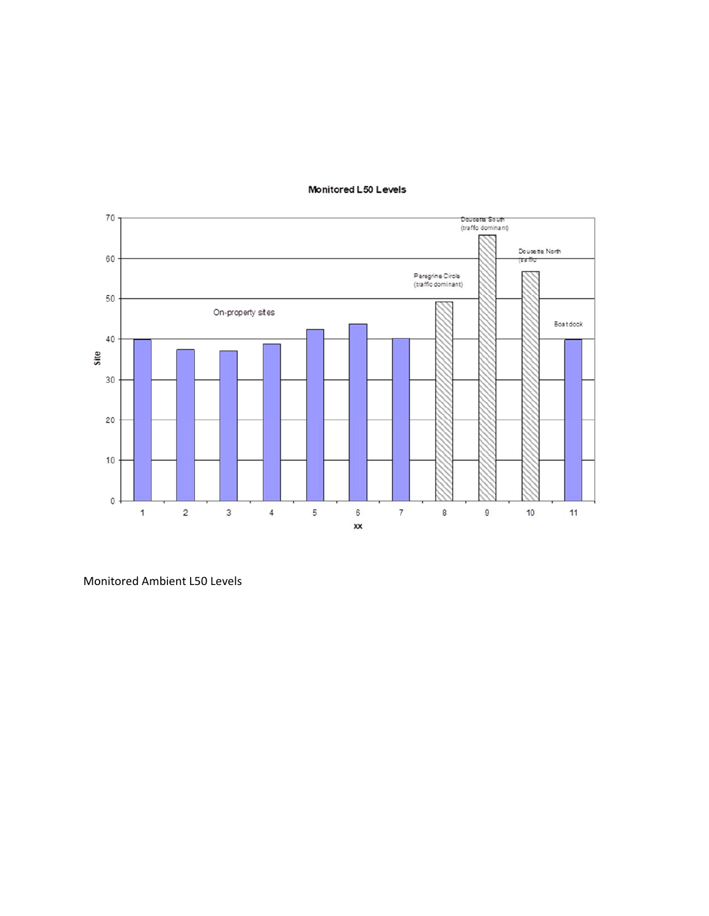**Monitored L50 Levels**

Monitored Ambient L50 Levels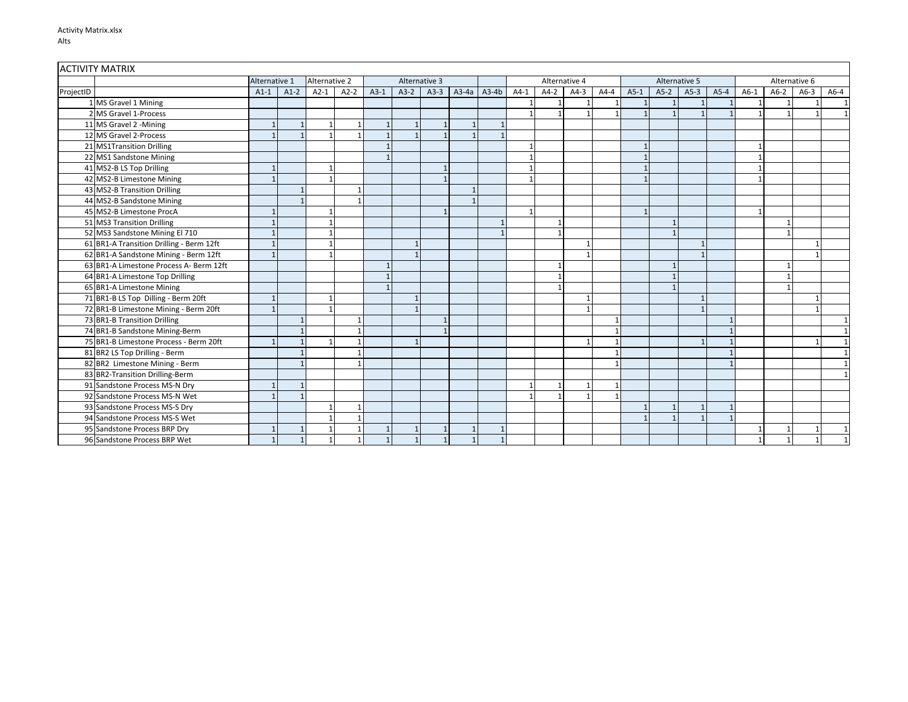| ACTIVITY MATRIX | | | | | | | | | | | | | | | | | | | | | | |
|---|---|---|---|---|---|---|---|---|---|---|---|---|---|---|---|---|---|---|---|---|---|---|
| | | Alternative 1 | | Alternative 2 | | Alternative 3 | | | | | Alternative 4 | | | | Alternative 5 | | | | Alternative 6 | | | |
| ProjectID | | A1-1 | A1-2 | A2-1 | A2-2 | A3-1 | A3-2 | A3-3 | A3-4a | A3-4b | A4-1 | A4-2 | A4-3 | A4-4 | A5-1 | A5-2 | A5-3 | A5-4 | A6-1 | A6-2 | A6-3 | A6-4 |
| 1 | MS Gravel 1 Mining | | | | | | | | | | 1 | 1 | 1 | 1 | 1 | 1 | 1 | 1 | 1 | 1 | 1 | 1 |
| 2 | MS Gravel 1-Process | | | | | | | | | | 1 | 1 | 1 | 1 | 1 | 1 | 1 | 1 | 1 | 1 | 1 | 1 |
| 11 | MS Gravel 2 -Mining | 1 | 1 | 1 | 1 | 1 | 1 | 1 | 1 | 1 | | | | | | | | | | | | |
| 12 | MS Gravel 2-Process | 1 | 1 | 1 | 1 | 1 | 1 | 1 | 1 | 1 | | | | | | | | | | | | |
| 21 | MS1Transition Drilling | | | | | 1 | | | | | 1 | | | | 1 | | | | 1 | | | |
| 22 | MS1 Sandstone Mining | | | | | 1 | | | | | 1 | | | | 1 | | | | 1 | | | |
| 41 | MS2-B LS Top Drilling | 1 | | 1 | | | | 1 | | | 1 | | | | 1 | | | | 1 | | | |
| 42 | MS2-B Limestone Mining | 1 | | 1 | | | | 1 | | | 1 | | | | 1 | | | | 1 | | | |
| 43 | MS2-B Transition Drilling | | 1 | | 1 | | | | 1 | | | | | | | | | | | | | |
| 44 | MS2-B Sandstone Mining | | 1 | | 1 | | | | 1 | | | | | | | | | | | | | |
| 45 | MS2-B Limestone ProcA | 1 | | 1 | | | | 1 | | | 1 | | | | 1 | | | | 1 | | | |
| 51 | MS3 Transition Drilling | 1 | | 1 | | | | | | 1 | | 1 | | | | 1 | | | | 1 | | |
| 52 | MS3 Sandstone Mining El 710 | 1 | | 1 | | | | | | 1 | | 1 | | | | 1 | | | | 1 | | |
| 61 | BR1-A Transition Drilling - Berm 12ft | 1 | | 1 | | | 1 | | | | | | 1 | | | | 1 | | | | 1 | |
| 62 | BR1-A Sandstone Mining - Berm 12ft | 1 | | 1 | | | 1 | | | | | | 1 | | | | 1 | | | | 1 | |
| 63 | BR1-A Limestone Process A- Berm 12ft | | | | | 1 | | | | | | 1 | | | | 1 | | | | 1 | | |
| 64 | BR1-A Limestone Top Drilling | | | | | 1 | | | | | | 1 | | | | 1 | | | | 1 | | |
| 65 | BR1-A Limestone Mining | | | | | 1 | | | | | | 1 | | | | 1 | | | | 1 | | |
| 71 | BR1-B LS Top Dilling - Berm 20ft | 1 | | 1 | | | 1 | | | | | | 1 | | | | 1 | | | | 1 | |
| 72 | BR1-B Limestone Mining - Berm 20ft | 1 | | 1 | | | 1 | | | | | | 1 | | | | 1 | | | | 1 | |
| 73 | BR1-B Transition Drilling | | 1 | | 1 | | | 1 | | | | | | 1 | | | | 1 | | | | 1 |
| 74 | BR1-B Sandstone Mining-Berm | | 1 | | 1 | | | 1 | | | | | | 1 | | | | 1 | | | | 1 |
| 75 | BR1-B Limestone Process - Berm 20ft | 1 | 1 | 1 | 1 | | 1 | | | | | | 1 | 1 | | | 1 | 1 | | | 1 | 1 |
| 81 | BR2 LS Top Drilling - Berm | | 1 | | 1 | | | | | | | | | 1 | | | | 1 | | | | 1 |
| 82 | BR2 Limestone Mining - Berm | | 1 | | 1 | | | | | | | | | 1 | | | | 1 | | | | 1 |
| 83 | BR2-Transition Drilling-Berm | | | | | | | | | | | | | | | | | | | | | 1 |
| 91 | Sandstone Process MS-N Dry | 1 | 1 | | | | | | | | 1 | 1 | 1 | 1 | | | | | | | | |
| 92 | Sandstone Process MS-N Wet | 1 | 1 | | | | | | | | 1 | 1 | 1 | 1 | | | | | | | | |
| 93 | Sandstone Process MS-S Dry | | | 1 | 1 | | | | | | | | | | 1 | 1 | 1 | 1 | | | | |
| 94 | Sandstone Process MS-S Wet | | | 1 | 1 | | | | | | | | | | 1 | 1 | 1 | 1 | | | | |
| 95 | Sandstone Process BRP Dry | 1 | 1 | 1 | 1 | 1 | 1 | 1 | 1 | 1 | | | | | | | | | 1 | 1 | 1 | 1 |
| 96 | Sandstone Process BRP Wet | 1 | 1 | 1 | 1 | 1 | 1 | 1 | 1 | 1 | | | | | | | | | 1 | 1 | 1 | 1 |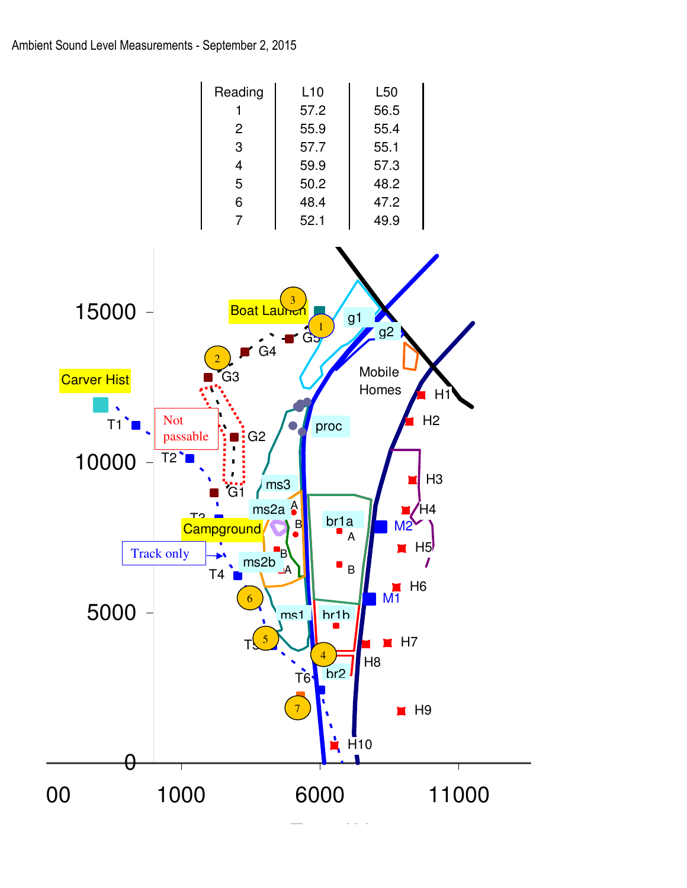Ambient Sound Level Measurements - September 2, 2015

| Reading | L10 | L50 |
|---|---|---|
| 1 | 57.2 | 56.5 |
| 2 | 55.9 | 55.4 |
| 3 | 57.7 | 55.1 |
| 4 | 59.9 | 57.3 |
| 5 | 50.2 | 48.2 |
| 6 | 48.4 | 47.2 |
| 7 | 52.1 | 49.9 |

15000

10000

5000

0

00

1000

6000

11000

Boat Launch

Carver Hist

Not passable

Campground

Track only

Mobile Homes

g1

g2

proc

ms3

ms2a

ms2b

ms1

br1a

br1b

br2

M1

M2

G1

G2

G3

G4

G5

T1

T2

T3

T4

T5

T6

H1

H2

H3

H4

H5

H6

H7

H8

H9

H10

A

B

1

2

3

4

5

6

7